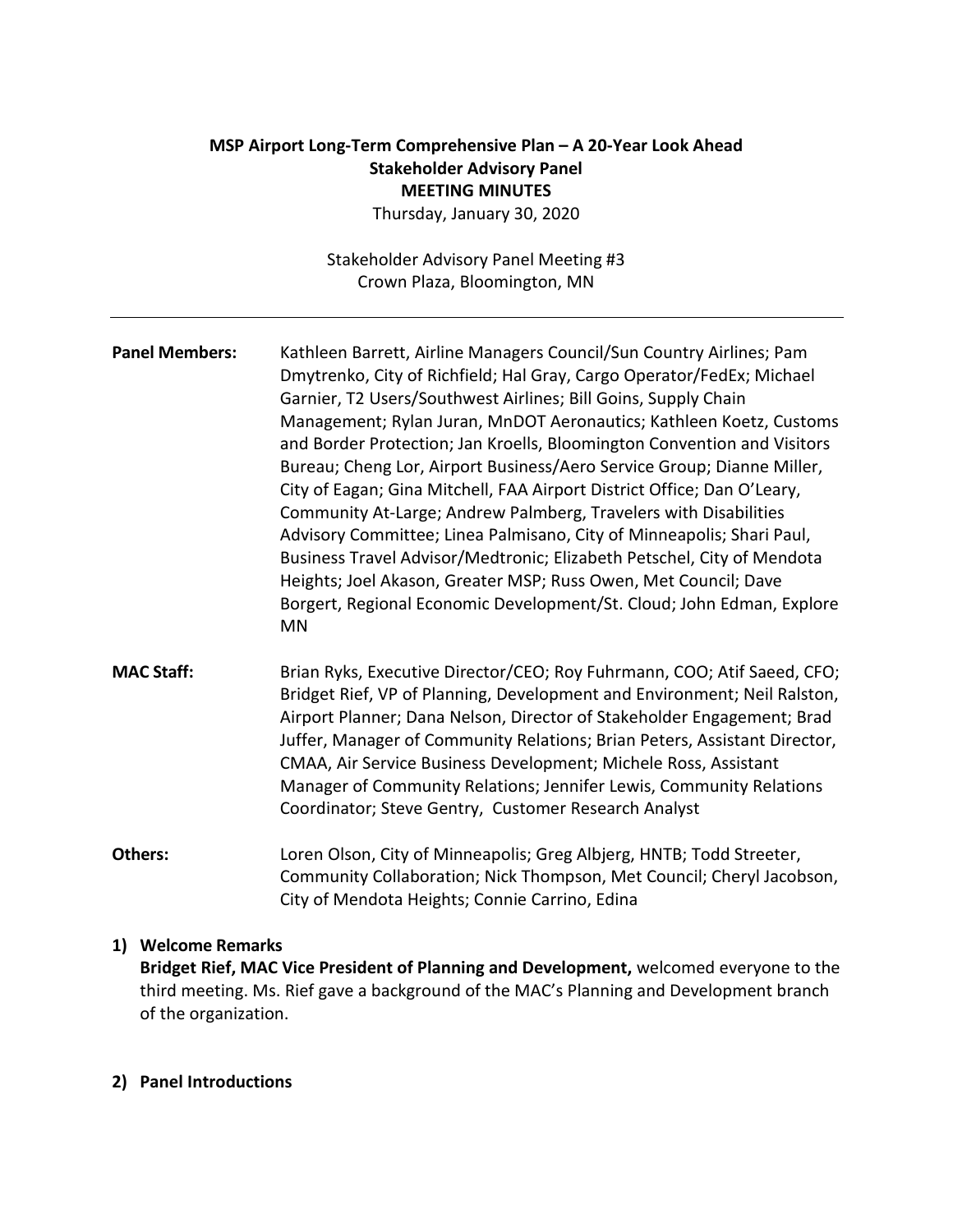# MSP Airport Long-Term Comprehensive Plan – A 20-Year Look Ahead
## Stakeholder Advisory Panel
## MEETING MINUTES

Thursday, January 30, 2020

Stakeholder Advisory Panel Meeting #3
Crown Plaza, Bloomington, MN

---

**Panel Members:** Kathleen Barrett, Airline Managers Council/Sun Country Airlines; Pam Dmytrenko, City of Richfield; Hal Gray, Cargo Operator/FedEx; Michael Garnier, T2 Users/Southwest Airlines; Bill Goins, Supply Chain Management; Rylan Juran, MnDOT Aeronautics; Kathleen Koetz, Customs and Border Protection; Jan Kroells, Bloomington Convention and Visitors Bureau; Cheng Lor, Airport Business/Aero Service Group; Dianne Miller, City of Eagan; Gina Mitchell, FAA Airport District Office; Dan O'Leary, Community At-Large; Andrew Palmberg, Travelers with Disabilities Advisory Committee; Linea Palmisano, City of Minneapolis; Shari Paul, Business Travel Advisor/Medtronic; Elizabeth Petschel, City of Mendota Heights; Joel Akason, Greater MSP; Russ Owen, Met Council; Dave Borgert, Regional Economic Development/St. Cloud; John Edman, Explore MN

**MAC Staff:** Brian Ryks, Executive Director/CEO; Roy Fuhrmann, COO; Atif Saeed, CFO; Bridget Rief, VP of Planning, Development and Environment; Neil Ralston, Airport Planner; Dana Nelson, Director of Stakeholder Engagement; Brad Juffer, Manager of Community Relations; Brian Peters, Assistant Director, CMAA, Air Service Business Development; Michele Ross, Assistant Manager of Community Relations; Jennifer Lewis, Community Relations Coordinator; Steve Gentry, Customer Research Analyst

**Others:** Loren Olson, City of Minneapolis; Greg Albjerg, HNTB; Todd Streeter, Community Collaboration; Nick Thompson, Met Council; Cheryl Jacobson, City of Mendota Heights; Connie Carrino, Edina

### 1) Welcome Remarks

**Bridget Rief, MAC Vice President of Planning and Development,** welcomed everyone to the third meeting. Ms. Rief gave a background of the MAC's Planning and Development branch of the organization.

### 2) Panel Introductions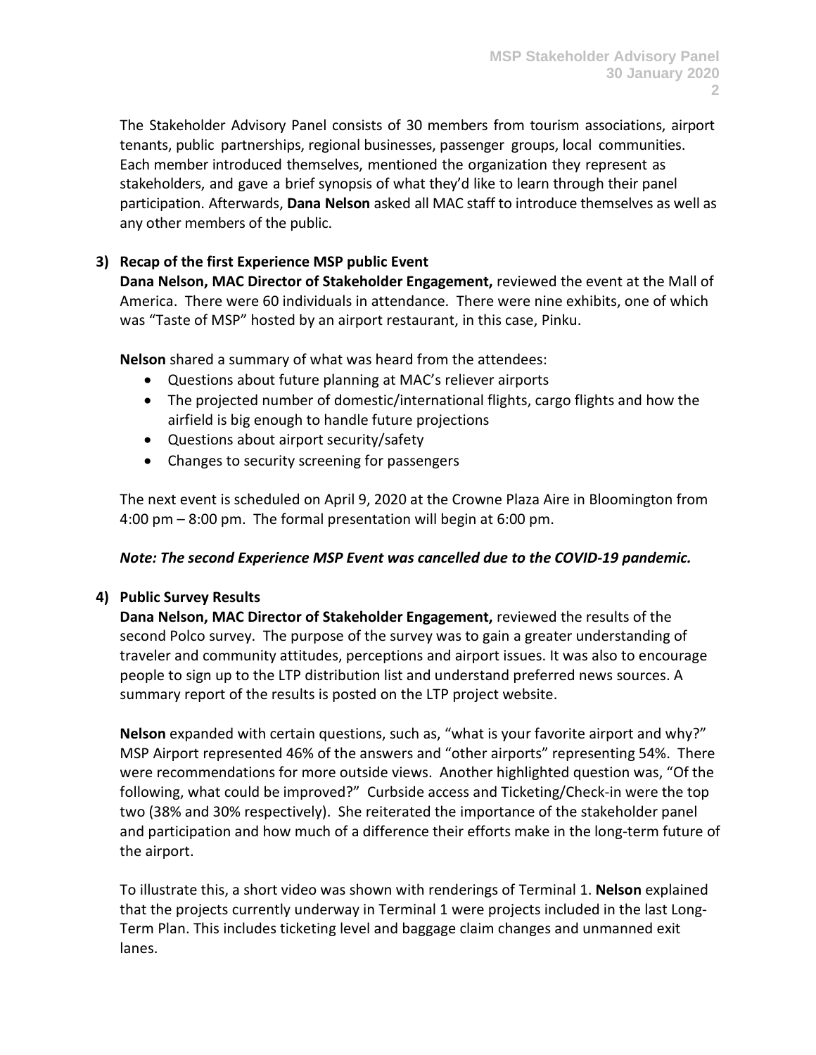The Stakeholder Advisory Panel consists of 30 members from tourism associations, airport tenants, public partnerships, regional businesses, passenger groups, local communities. Each member introduced themselves, mentioned the organization they represent as stakeholders, and gave a brief synopsis of what they'd like to learn through their panel participation. Afterwards, **Dana Nelson** asked all MAC staff to introduce themselves as well as any other members of the public.

**3) Recap of the first Experience MSP public Event**

**Dana Nelson, MAC Director of Stakeholder Engagement,** reviewed the event at the Mall of America. There were 60 individuals in attendance. There were nine exhibits, one of which was "Taste of MSP" hosted by an airport restaurant, in this case, Pinku.

**Nelson** shared a summary of what was heard from the attendees:

- Questions about future planning at MAC's reliever airports
- The projected number of domestic/international flights, cargo flights and how the airfield is big enough to handle future projections
- Questions about airport security/safety
- Changes to security screening for passengers

The next event is scheduled on April 9, 2020 at the Crowne Plaza Aire in Bloomington from 4:00 pm – 8:00 pm. The formal presentation will begin at 6:00 pm.

***Note: The second Experience MSP Event was cancelled due to the COVID-19 pandemic.***

**4) Public Survey Results**

**Dana Nelson, MAC Director of Stakeholder Engagement,** reviewed the results of the second Polco survey. The purpose of the survey was to gain a greater understanding of traveler and community attitudes, perceptions and airport issues. It was also to encourage people to sign up to the LTP distribution list and understand preferred news sources. A summary report of the results is posted on the LTP project website.

**Nelson** expanded with certain questions, such as, "what is your favorite airport and why?" MSP Airport represented 46% of the answers and "other airports" representing 54%. There were recommendations for more outside views. Another highlighted question was, "Of the following, what could be improved?" Curbside access and Ticketing/Check-in were the top two (38% and 30% respectively). She reiterated the importance of the stakeholder panel and participation and how much of a difference their efforts make in the long-term future of the airport.

To illustrate this, a short video was shown with renderings of Terminal 1. **Nelson** explained that the projects currently underway in Terminal 1 were projects included in the last Long-Term Plan. This includes ticketing level and baggage claim changes and unmanned exit lanes.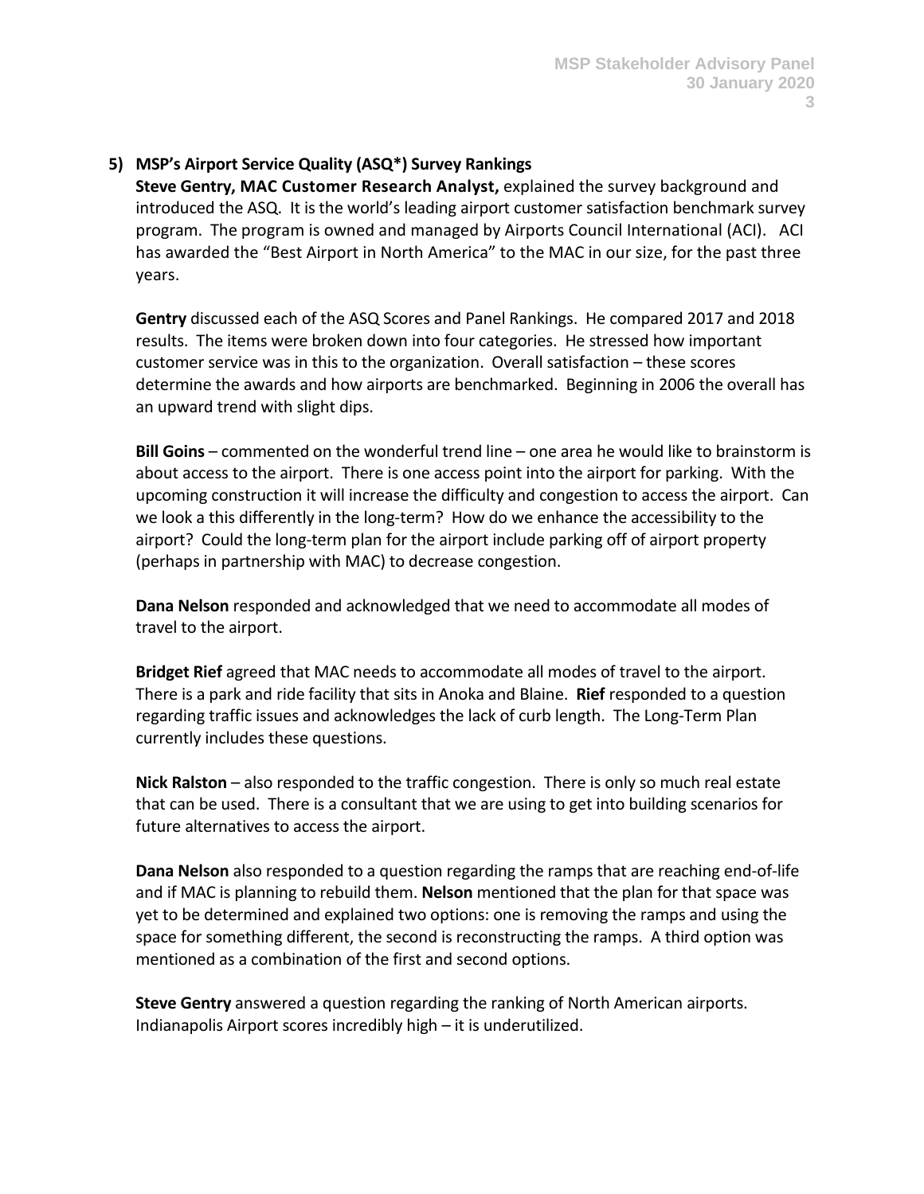## 5) MSP's Airport Service Quality (ASQ*) Survey Rankings

**Steve Gentry, MAC Customer Research Analyst,** explained the survey background and introduced the ASQ. It is the world's leading airport customer satisfaction benchmark survey program. The program is owned and managed by Airports Council International (ACI). ACI has awarded the "Best Airport in North America" to the MAC in our size, for the past three years.

**Gentry** discussed each of the ASQ Scores and Panel Rankings. He compared 2017 and 2018 results. The items were broken down into four categories. He stressed how important customer service was in this to the organization. Overall satisfaction – these scores determine the awards and how airports are benchmarked. Beginning in 2006 the overall has an upward trend with slight dips.

**Bill Goins** – commented on the wonderful trend line – one area he would like to brainstorm is about access to the airport. There is one access point into the airport for parking. With the upcoming construction it will increase the difficulty and congestion to access the airport. Can we look a this differently in the long-term? How do we enhance the accessibility to the airport? Could the long-term plan for the airport include parking off of airport property (perhaps in partnership with MAC) to decrease congestion.

**Dana Nelson** responded and acknowledged that we need to accommodate all modes of travel to the airport.

**Bridget Rief** agreed that MAC needs to accommodate all modes of travel to the airport. There is a park and ride facility that sits in Anoka and Blaine. **Rief** responded to a question regarding traffic issues and acknowledges the lack of curb length. The Long-Term Plan currently includes these questions.

**Nick Ralston** – also responded to the traffic congestion. There is only so much real estate that can be used. There is a consultant that we are using to get into building scenarios for future alternatives to access the airport.

**Dana Nelson** also responded to a question regarding the ramps that are reaching end-of-life and if MAC is planning to rebuild them. **Nelson** mentioned that the plan for that space was yet to be determined and explained two options: one is removing the ramps and using the space for something different, the second is reconstructing the ramps. A third option was mentioned as a combination of the first and second options.

**Steve Gentry** answered a question regarding the ranking of North American airports. Indianapolis Airport scores incredibly high – it is underutilized.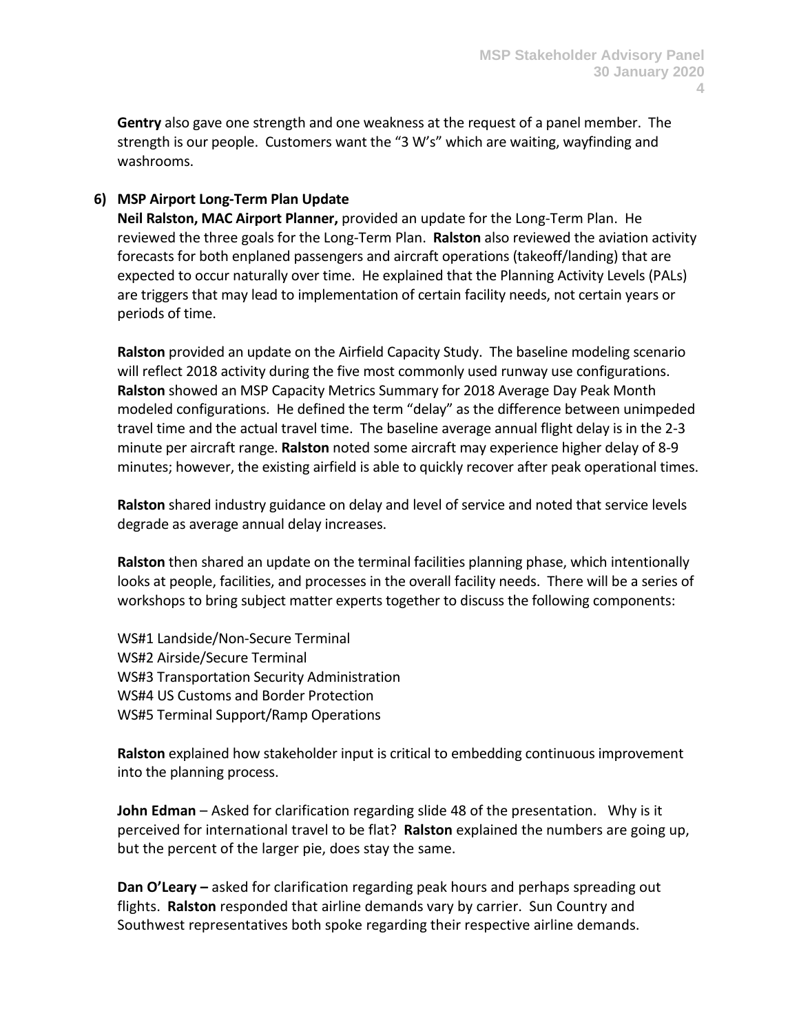**Gentry** also gave one strength and one weakness at the request of a panel member. The strength is our people. Customers want the "3 W's" which are waiting, wayfinding and washrooms.

**6) MSP Airport Long-Term Plan Update**

**Neil Ralston, MAC Airport Planner,** provided an update for the Long-Term Plan. He reviewed the three goals for the Long-Term Plan. **Ralston** also reviewed the aviation activity forecasts for both enplaned passengers and aircraft operations (takeoff/landing) that are expected to occur naturally over time. He explained that the Planning Activity Levels (PALs) are triggers that may lead to implementation of certain facility needs, not certain years or periods of time.

**Ralston** provided an update on the Airfield Capacity Study. The baseline modeling scenario will reflect 2018 activity during the five most commonly used runway use configurations. **Ralston** showed an MSP Capacity Metrics Summary for 2018 Average Day Peak Month modeled configurations. He defined the term "delay" as the difference between unimpeded travel time and the actual travel time. The baseline average annual flight delay is in the 2-3 minute per aircraft range. **Ralston** noted some aircraft may experience higher delay of 8-9 minutes; however, the existing airfield is able to quickly recover after peak operational times.

**Ralston** shared industry guidance on delay and level of service and noted that service levels degrade as average annual delay increases.

**Ralston** then shared an update on the terminal facilities planning phase, which intentionally looks at people, facilities, and processes in the overall facility needs. There will be a series of workshops to bring subject matter experts together to discuss the following components:

WS#1 Landside/Non-Secure Terminal
WS#2 Airside/Secure Terminal
WS#3 Transportation Security Administration
WS#4 US Customs and Border Protection
WS#5 Terminal Support/Ramp Operations

**Ralston** explained how stakeholder input is critical to embedding continuous improvement into the planning process.

**John Edman** – Asked for clarification regarding slide 48 of the presentation. Why is it perceived for international travel to be flat? **Ralston** explained the numbers are going up, but the percent of the larger pie, does stay the same.

**Dan O'Leary –** asked for clarification regarding peak hours and perhaps spreading out flights. **Ralston** responded that airline demands vary by carrier. Sun Country and Southwest representatives both spoke regarding their respective airline demands.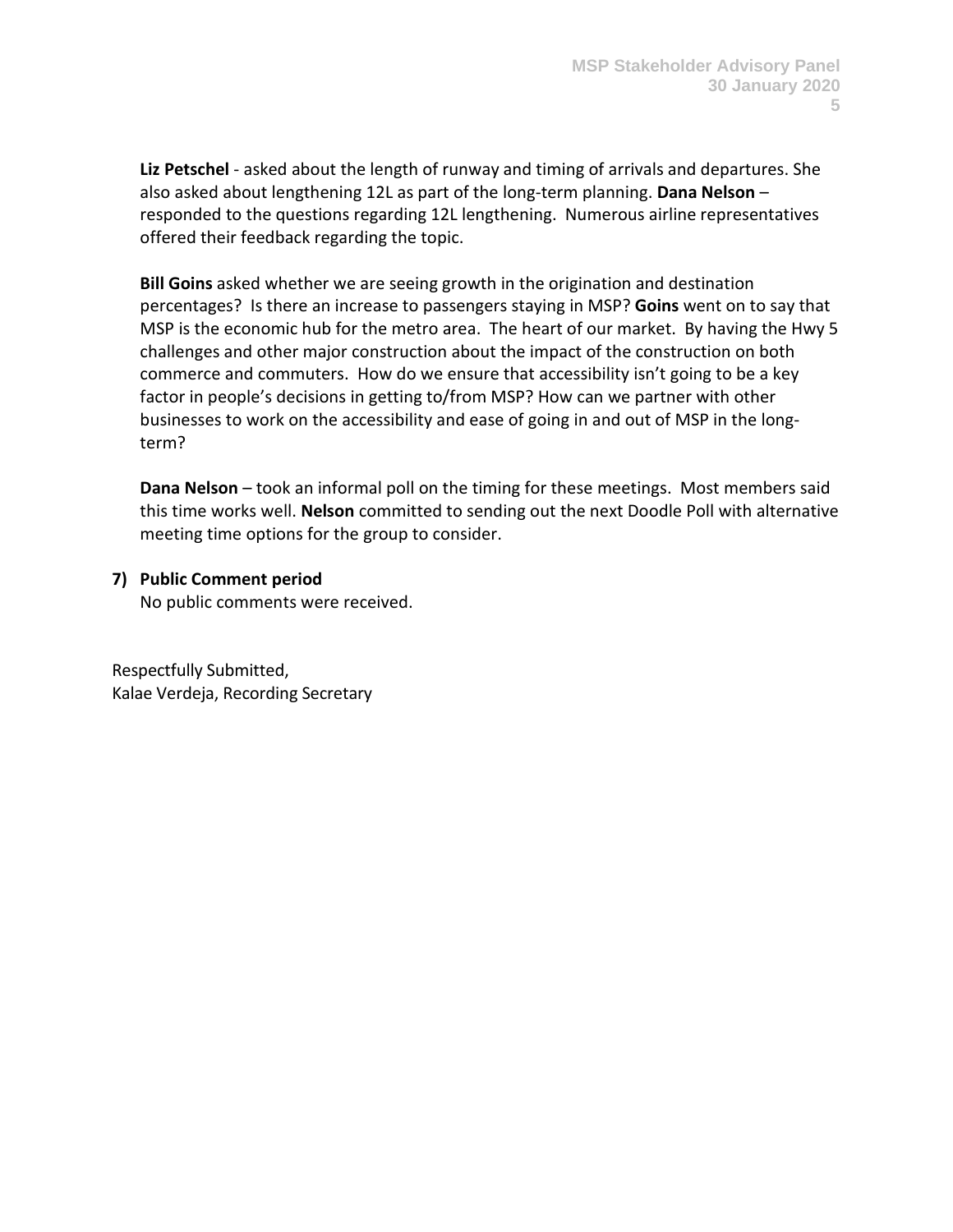**Liz Petschel** - asked about the length of runway and timing of arrivals and departures. She also asked about lengthening 12L as part of the long-term planning. **Dana Nelson** – responded to the questions regarding 12L lengthening. Numerous airline representatives offered their feedback regarding the topic.

**Bill Goins** asked whether we are seeing growth in the origination and destination percentages? Is there an increase to passengers staying in MSP? **Goins** went on to say that MSP is the economic hub for the metro area. The heart of our market. By having the Hwy 5 challenges and other major construction about the impact of the construction on both commerce and commuters. How do we ensure that accessibility isn't going to be a key factor in people's decisions in getting to/from MSP? How can we partner with other businesses to work on the accessibility and ease of going in and out of MSP in the long-term?

**Dana Nelson** – took an informal poll on the timing for these meetings. Most members said this time works well. **Nelson** committed to sending out the next Doodle Poll with alternative meeting time options for the group to consider.

**7) Public Comment period**

No public comments were received.

Respectfully Submitted,
Kalae Verdeja, Recording Secretary